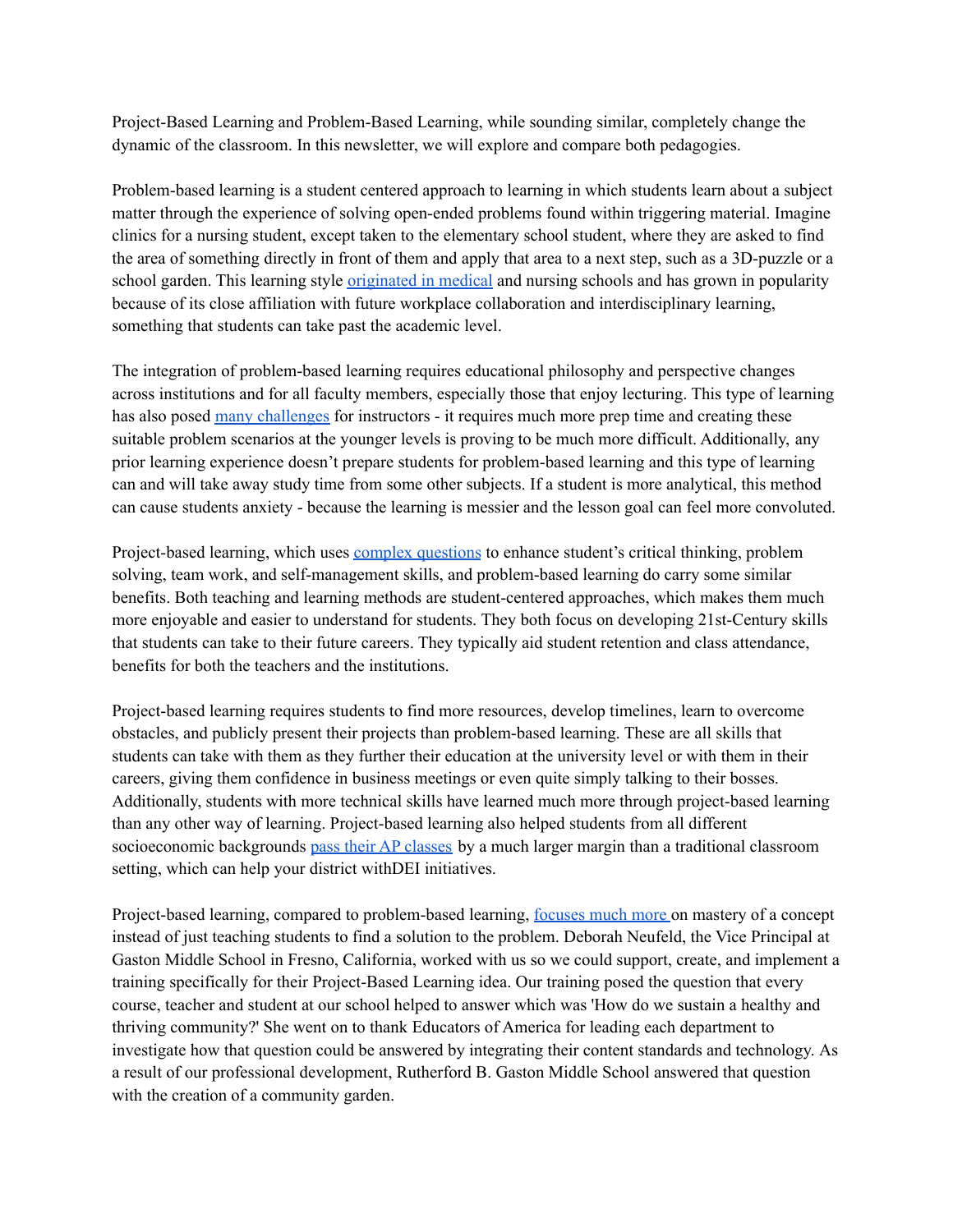Project-Based Learning and Problem-Based Learning, while sounding similar, completely change the dynamic of the classroom. In this newsletter, we will explore and compare both pedagogies.

Problem-based learning is a student centered approach to learning in which students learn about a subject matter through the experience of solving open-ended problems found within triggering material. Imagine clinics for a nursing student, except taken to the elementary school student, where they are asked to find the area of something directly in front of them and apply that area to a next step, such as a 3D-puzzle or a school garden. This learning style originated in medical and nursing schools and has grown in popularity because of its close affiliation with future workplace collaboration and interdisciplinary learning, something that students can take past the academic level.

The integration of problem-based learning requires educational philosophy and perspective changes across institutions and for all faculty members, especially those that enjoy lecturing. This type of learning has also posed many challenges for instructors - it requires much more prep time and creating these suitable problem scenarios at the younger levels is proving to be much more difficult. Additionally, any prior learning experience doesn't prepare students for problem-based learning and this type of learning can and will take away study time from some other subjects. If a student is more analytical, this method can cause students anxiety - because the learning is messier and the lesson goal can feel more convoluted.

Project-based learning, which uses complex questions to enhance student's critical thinking, problem solving, team work, and self-management skills, and problem-based learning do carry some similar benefits. Both teaching and learning methods are student-centered approaches, which makes them much more enjoyable and easier to understand for students. They both focus on developing 21st-Century skills that students can take to their future careers. They typically aid student retention and class attendance, benefits for both the teachers and the institutions.

Project-based learning requires students to find more resources, develop timelines, learn to overcome obstacles, and publicly present their projects than problem-based learning. These are all skills that students can take with them as they further their education at the university level or with them in their careers, giving them confidence in business meetings or even quite simply talking to their bosses. Additionally, students with more technical skills have learned much more through project-based learning than any other way of learning. Project-based learning also helped students from all different socioeconomic backgrounds pass their AP classes by a much larger margin than a traditional classroom setting, which can help your district withDEI initiatives.

Project-based learning, compared to problem-based learning, focuses much more on mastery of a concept instead of just teaching students to find a solution to the problem. Deborah Neufeld, the Vice Principal at Gaston Middle School in Fresno, California, worked with us so we could support, create, and implement a training specifically for their Project-Based Learning idea. Our training posed the question that every course, teacher and student at our school helped to answer which was 'How do we sustain a healthy and thriving community?' She went on to thank Educators of America for leading each department to investigate how that question could be answered by integrating their content standards and technology. As a result of our professional development, Rutherford B. Gaston Middle School answered that question with the creation of a community garden.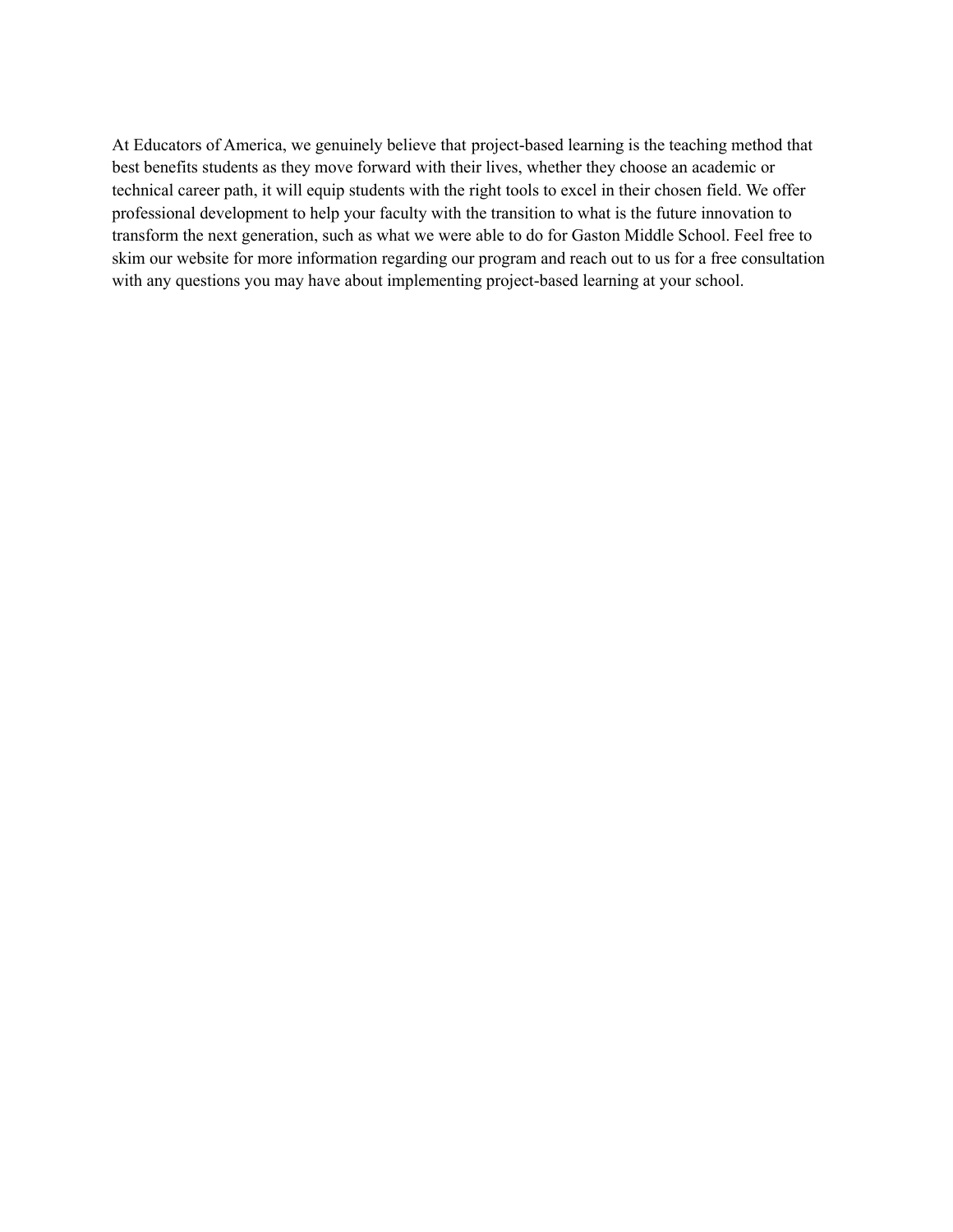At Educators of America, we genuinely believe that project-based learning is the teaching method that best benefits students as they move forward with their lives, whether they choose an academic or technical career path, it will equip students with the right tools to excel in their chosen field. We offer professional development to help your faculty with the transition to what is the future innovation to transform the next generation, such as what we were able to do for Gaston Middle School. Feel free to skim our website for more information regarding our program and reach out to us for a free consultation with any questions you may have about implementing project-based learning at your school.